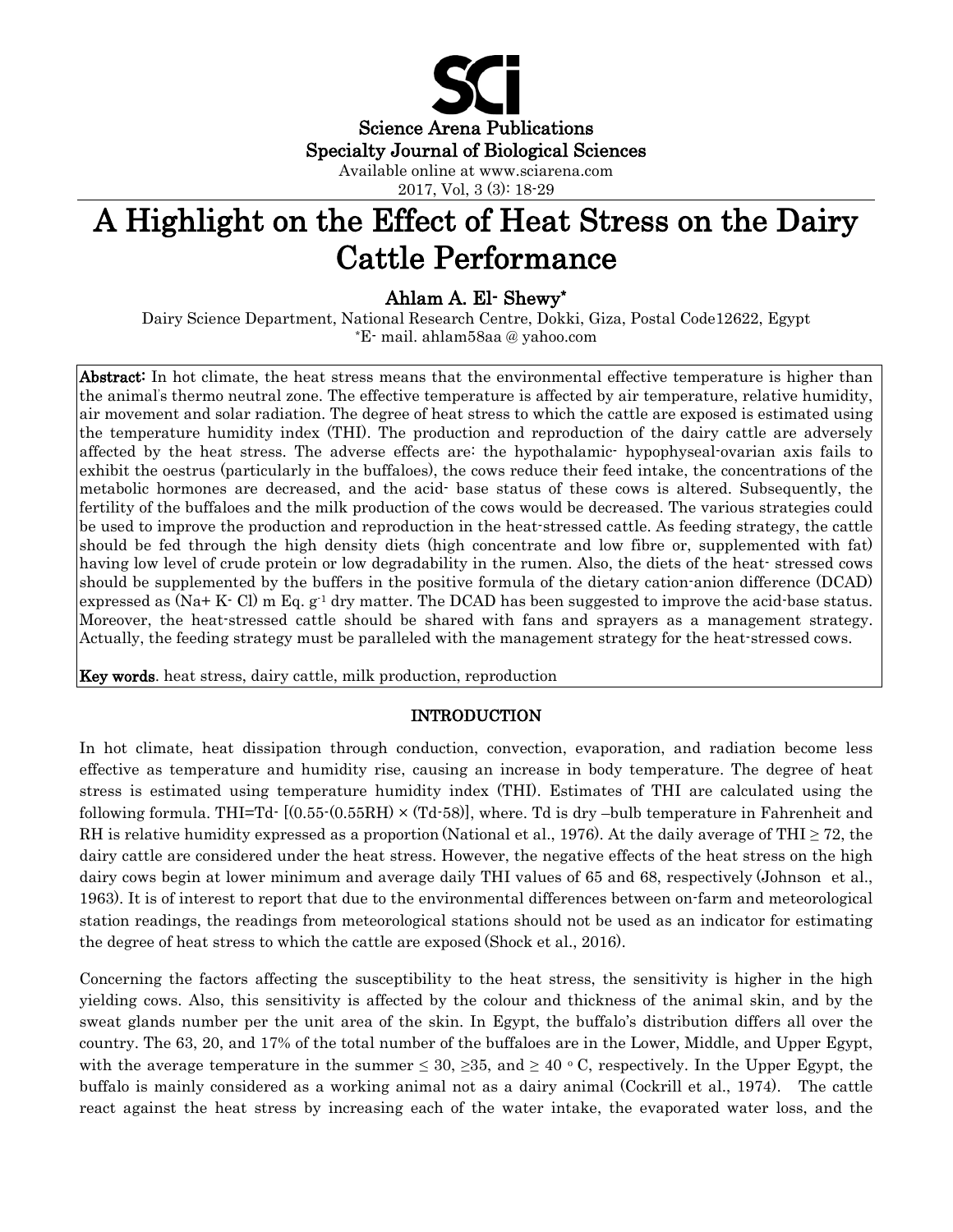Science Arena Publications
Specialty Journal of Biological Sciences
Available online at www.sciarena.com
2017, Vol, 3 (3): 18-29

# A Highlight on the Effect of Heat Stress on the Dairy Cattle Performance

**Ahlam A. El- Shewy***

Dairy Science Department, National Research Centre, Dokki, Giza, Postal Code12622, Egypt
*E- mail. ahlam58aa @ yahoo.com

**Abstract:** In hot climate, the heat stress means that the environmental effective temperature is higher than the animal's thermo neutral zone. The effective temperature is affected by air temperature, relative humidity, air movement and solar radiation. The degree of heat stress to which the cattle are exposed is estimated using the temperature humidity index (THI). The production and reproduction of the dairy cattle are adversely affected by the heat stress. The adverse effects are: the hypothalamic- hypophyseal-ovarian axis fails to exhibit the oestrus (particularly in the buffaloes), the cows reduce their feed intake, the concentrations of the metabolic hormones are decreased, and the acid- base status of these cows is altered. Subsequently, the fertility of the buffaloes and the milk production of the cows would be decreased. The various strategies could be used to improve the production and reproduction in the heat-stressed cattle. As feeding strategy, the cattle should be fed through the high density diets (high concentrate and low fibre or, supplemented with fat) having low level of crude protein or low degradability in the rumen. Also, the diets of the heat- stressed cows should be supplemented by the buffers in the positive formula of the dietary cation-anion difference (DCAD) expressed as (Na+ K- Cl) m Eq. $g^{-1}$ dry matter. The DCAD has been suggested to improve the acid-base status. Moreover, the heat-stressed cattle should be shared with fans and sprayers as a management strategy. Actually, the feeding strategy must be paralleled with the management strategy for the heat-stressed cows.

**Key words**. heat stress, dairy cattle, milk production, reproduction

## INTRODUCTION

In hot climate, heat dissipation through conduction, convection, evaporation, and radiation become less effective as temperature and humidity rise, causing an increase in body temperature. The degree of heat stress is estimated using temperature humidity index (THI). Estimates of THI are calculated using the following formula. $THI = Td - [(0.55 - (0.55RH) \times (Td - 58)]$, where. Td is dry –bulb temperature in Fahrenheit and RH is relative humidity expressed as a proportion (National et al., 1976). At the daily average of THI ≥ 72, the dairy cattle are considered under the heat stress. However, the negative effects of the heat stress on the high dairy cows begin at lower minimum and average daily THI values of 65 and 68, respectively (Johnson et al., 1963). It is of interest to report that due to the environmental differences between on-farm and meteorological station readings, the readings from meteorological stations should not be used as an indicator for estimating the degree of heat stress to which the cattle are exposed (Shock et al., 2016).

Concerning the factors affecting the susceptibility to the heat stress, the sensitivity is higher in the high yielding cows. Also, this sensitivity is affected by the colour and thickness of the animal skin, and by the sweat glands number per the unit area of the skin. In Egypt, the buffalo's distribution differs all over the country. The 63, 20, and 17% of the total number of the buffaloes are in the Lower, Middle, and Upper Egypt, with the average temperature in the summer ≤ 30, ≥35, and ≥ 40 ° C, respectively. In the Upper Egypt, the buffalo is mainly considered as a working animal not as a dairy animal (Cockrill et al., 1974). The cattle react against the heat stress by increasing each of the water intake, the evaporated water loss, and the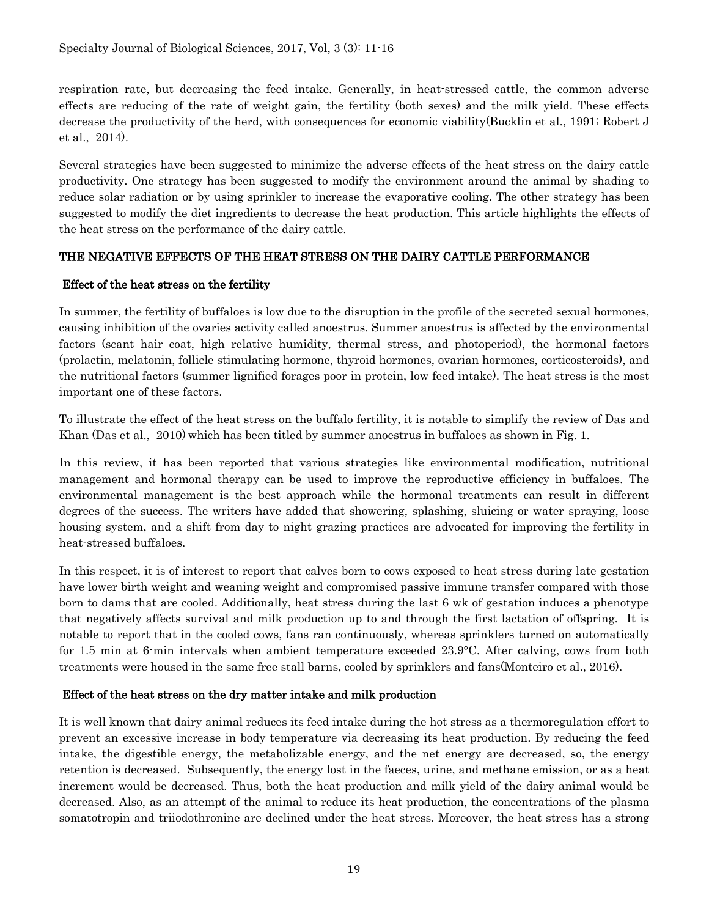respiration rate, but decreasing the feed intake. Generally, in heat-stressed cattle, the common adverse effects are reducing of the rate of weight gain, the fertility (both sexes) and the milk yield. These effects decrease the productivity of the herd, with consequences for economic viability(Bucklin et al., 1991; Robert J et al., 2014).

Several strategies have been suggested to minimize the adverse effects of the heat stress on the dairy cattle productivity. One strategy has been suggested to modify the environment around the animal by shading to reduce solar radiation or by using sprinkler to increase the evaporative cooling. The other strategy has been suggested to modify the diet ingredients to decrease the heat production. This article highlights the effects of the heat stress on the performance of the dairy cattle.

## THE NEGATIVE EFFECTS OF THE HEAT STRESS ON THE DAIRY CATTLE PERFORMANCE

### Effect of the heat stress on the fertility

In summer, the fertility of buffaloes is low due to the disruption in the profile of the secreted sexual hormones, causing inhibition of the ovaries activity called anoestrus. Summer anoestrus is affected by the environmental factors (scant hair coat, high relative humidity, thermal stress, and photoperiod), the hormonal factors (prolactin, melatonin, follicle stimulating hormone, thyroid hormones, ovarian hormones, corticosteroids), and the nutritional factors (summer lignified forages poor in protein, low feed intake). The heat stress is the most important one of these factors.

To illustrate the effect of the heat stress on the buffalo fertility, it is notable to simplify the review of Das and Khan (Das et al., 2010) which has been titled by summer anoestrus in buffaloes as shown in Fig. 1.

In this review, it has been reported that various strategies like environmental modification, nutritional management and hormonal therapy can be used to improve the reproductive efficiency in buffaloes. The environmental management is the best approach while the hormonal treatments can result in different degrees of the success. The writers have added that showering, splashing, sluicing or water spraying, loose housing system, and a shift from day to night grazing practices are advocated for improving the fertility in heat-stressed buffaloes.

In this respect, it is of interest to report that calves born to cows exposed to heat stress during late gestation have lower birth weight and weaning weight and compromised passive immune transfer compared with those born to dams that are cooled. Additionally, heat stress during the last 6 wk of gestation induces a phenotype that negatively affects survival and milk production up to and through the first lactation of offspring. It is notable to report that in the cooled cows, fans ran continuously, whereas sprinklers turned on automatically for 1.5 min at 6-min intervals when ambient temperature exceeded 23.9°C. After calving, cows from both treatments were housed in the same free stall barns, cooled by sprinklers and fans(Monteiro et al., 2016).

### Effect of the heat stress on the dry matter intake and milk production

It is well known that dairy animal reduces its feed intake during the hot stress as a thermoregulation effort to prevent an excessive increase in body temperature via decreasing its heat production. By reducing the feed intake, the digestible energy, the metabolizable energy, and the net energy are decreased, so, the energy retention is decreased. Subsequently, the energy lost in the faeces, urine, and methane emission, or as a heat increment would be decreased. Thus, both the heat production and milk yield of the dairy animal would be decreased. Also, as an attempt of the animal to reduce its heat production, the concentrations of the plasma somatotropin and triiodothronine are declined under the heat stress. Moreover, the heat stress has a strong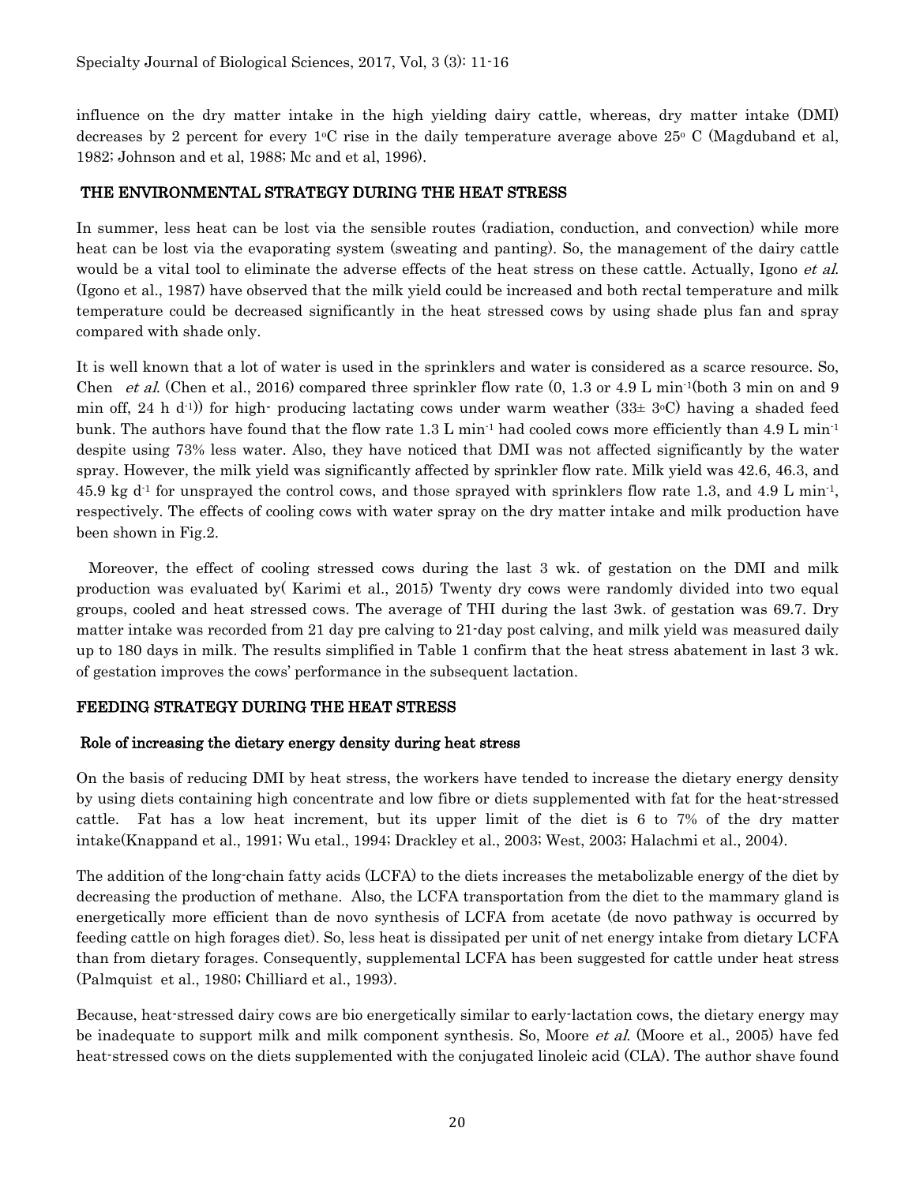influence on the dry matter intake in the high yielding dairy cattle, whereas, dry matter intake (DMI) decreases by 2 percent for every 1°C rise in the daily temperature average above 25° C (Magduband et al, 1982; Johnson and et al, 1988; Mc and et al, 1996).

## THE ENVIRONMENTAL STRATEGY DURING THE HEAT STRESS

In summer, less heat can be lost via the sensible routes (radiation, conduction, and convection) while more heat can be lost via the evaporating system (sweating and panting). So, the management of the dairy cattle would be a vital tool to eliminate the adverse effects of the heat stress on these cattle. Actually, Igono *et al.* (Igono et al., 1987) have observed that the milk yield could be increased and both rectal temperature and milk temperature could be decreased significantly in the heat stressed cows by using shade plus fan and spray compared with shade only.

It is well known that a lot of water is used in the sprinklers and water is considered as a scarce resource. So, Chen *et al.* (Chen et al., 2016) compared three sprinkler flow rate (0, 1.3 or 4.9 L $min^{-1}$(both 3 min on and 9 min off, 24 h $d^{-1}$)) for high- producing lactating cows under warm weather (33± 3°C) having a shaded feed bunk. The authors have found that the flow rate 1.3 L $min^{-1}$ had cooled cows more efficiently than 4.9 L $min^{-1}$ despite using 73% less water. Also, they have noticed that DMI was not affected significantly by the water spray. However, the milk yield was significantly affected by sprinkler flow rate. Milk yield was 42.6, 46.3, and 45.9 kg $d^{-1}$ for unsprayed the control cows, and those sprayed with sprinklers flow rate 1.3, and 4.9 L $min^{-1}$, respectively. The effects of cooling cows with water spray on the dry matter intake and milk production have been shown in Fig.2.

Moreover, the effect of cooling stressed cows during the last 3 wk. of gestation on the DMI and milk production was evaluated by( Karimi et al., 2015) Twenty dry cows were randomly divided into two equal groups, cooled and heat stressed cows. The average of THI during the last 3wk. of gestation was 69.7. Dry matter intake was recorded from 21 day pre calving to 21-day post calving, and milk yield was measured daily up to 180 days in milk. The results simplified in Table 1 confirm that the heat stress abatement in last 3 wk. of gestation improves the cows' performance in the subsequent lactation.

## FEEDING STRATEGY DURING THE HEAT STRESS

### Role of increasing the dietary energy density during heat stress

On the basis of reducing DMI by heat stress, the workers have tended to increase the dietary energy density by using diets containing high concentrate and low fibre or diets supplemented with fat for the heat-stressed cattle. Fat has a low heat increment, but its upper limit of the diet is 6 to 7% of the dry matter intake(Knappand et al., 1991; Wu etal., 1994; Drackley et al., 2003; West, 2003; Halachmi et al., 2004).

The addition of the long-chain fatty acids (LCFA) to the diets increases the metabolizable energy of the diet by decreasing the production of methane. Also, the LCFA transportation from the diet to the mammary gland is energetically more efficient than de novo synthesis of LCFA from acetate (de novo pathway is occurred by feeding cattle on high forages diet). So, less heat is dissipated per unit of net energy intake from dietary LCFA than from dietary forages. Consequently, supplemental LCFA has been suggested for cattle under heat stress (Palmquist et al., 1980; Chilliard et al., 1993).

Because, heat-stressed dairy cows are bio energetically similar to early-lactation cows, the dietary energy may be inadequate to support milk and milk component synthesis. So, Moore *et al.* (Moore et al., 2005) have fed heat-stressed cows on the diets supplemented with the conjugated linoleic acid (CLA). The author shave found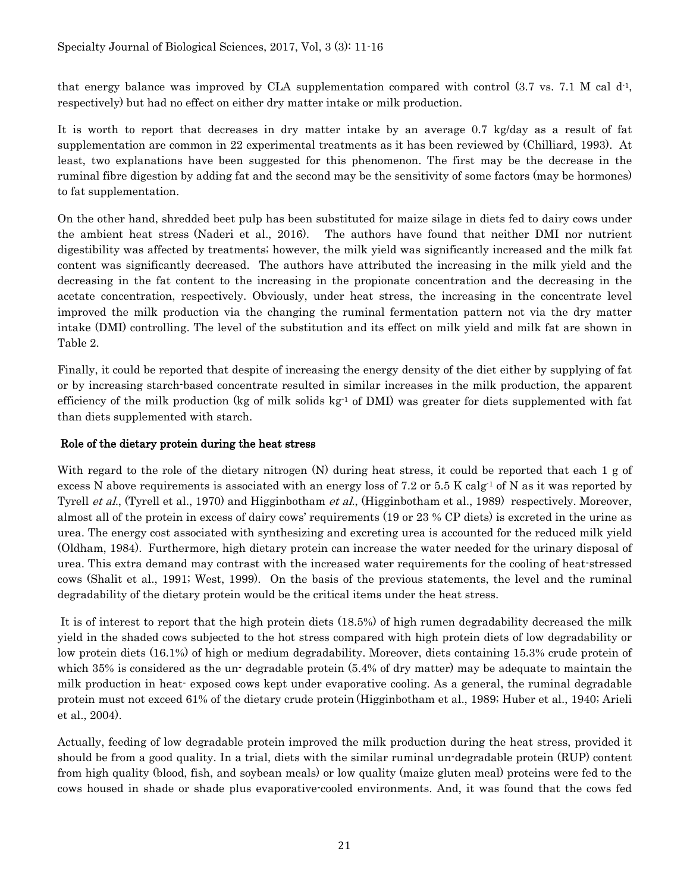that energy balance was improved by CLA supplementation compared with control (3.7 vs. 7.1 M cal $d^{-1}$, respectively) but had no effect on either dry matter intake or milk production.

It is worth to report that decreases in dry matter intake by an average 0.7 kg/day as a result of fat supplementation are common in 22 experimental treatments as it has been reviewed by (Chilliard, 1993). At least, two explanations have been suggested for this phenomenon. The first may be the decrease in the ruminal fibre digestion by adding fat and the second may be the sensitivity of some factors (may be hormones) to fat supplementation.

On the other hand, shredded beet pulp has been substituted for maize silage in diets fed to dairy cows under the ambient heat stress (Naderi et al., 2016). The authors have found that neither DMI nor nutrient digestibility was affected by treatments; however, the milk yield was significantly increased and the milk fat content was significantly decreased. The authors have attributed the increasing in the milk yield and the decreasing in the fat content to the increasing in the propionate concentration and the decreasing in the acetate concentration, respectively. Obviously, under heat stress, the increasing in the concentrate level improved the milk production via the changing the ruminal fermentation pattern not via the dry matter intake (DMI) controlling. The level of the substitution and its effect on milk yield and milk fat are shown in Table 2.

Finally, it could be reported that despite of increasing the energy density of the diet either by supplying of fat or by increasing starch-based concentrate resulted in similar increases in the milk production, the apparent efficiency of the milk production (kg of milk solids $kg^{-1}$ of DMI) was greater for diets supplemented with fat than diets supplemented with starch.

## Role of the dietary protein during the heat stress

With regard to the role of the dietary nitrogen (N) during heat stress, it could be reported that each 1 g of excess N above requirements is associated with an energy loss of 7.2 or 5.5 K $calg^{-1}$ of N as it was reported by Tyrell *et al.*, (Tyrell et al., 1970) and Higginbotham *et al.*, (Higginbotham et al., 1989) respectively. Moreover, almost all of the protein in excess of dairy cows' requirements (19 or 23 % CP diets) is excreted in the urine as urea. The energy cost associated with synthesizing and excreting urea is accounted for the reduced milk yield (Oldham, 1984). Furthermore, high dietary protein can increase the water needed for the urinary disposal of urea. This extra demand may contrast with the increased water requirements for the cooling of heat-stressed cows (Shalit et al., 1991; West, 1999). On the basis of the previous statements, the level and the ruminal degradability of the dietary protein would be the critical items under the heat stress.

It is of interest to report that the high protein diets (18.5%) of high rumen degradability decreased the milk yield in the shaded cows subjected to the hot stress compared with high protein diets of low degradability or low protein diets (16.1%) of high or medium degradability. Moreover, diets containing 15.3% crude protein of which 35% is considered as the un- degradable protein (5.4% of dry matter) may be adequate to maintain the milk production in heat- exposed cows kept under evaporative cooling. As a general, the ruminal degradable protein must not exceed 61% of the dietary crude protein (Higginbotham et al., 1989; Huber et al., 1940; Arieli et al., 2004).

Actually, feeding of low degradable protein improved the milk production during the heat stress, provided it should be from a good quality. In a trial, diets with the similar ruminal un-degradable protein (RUP) content from high quality (blood, fish, and soybean meals) or low quality (maize gluten meal) proteins were fed to the cows housed in shade or shade plus evaporative-cooled environments. And, it was found that the cows fed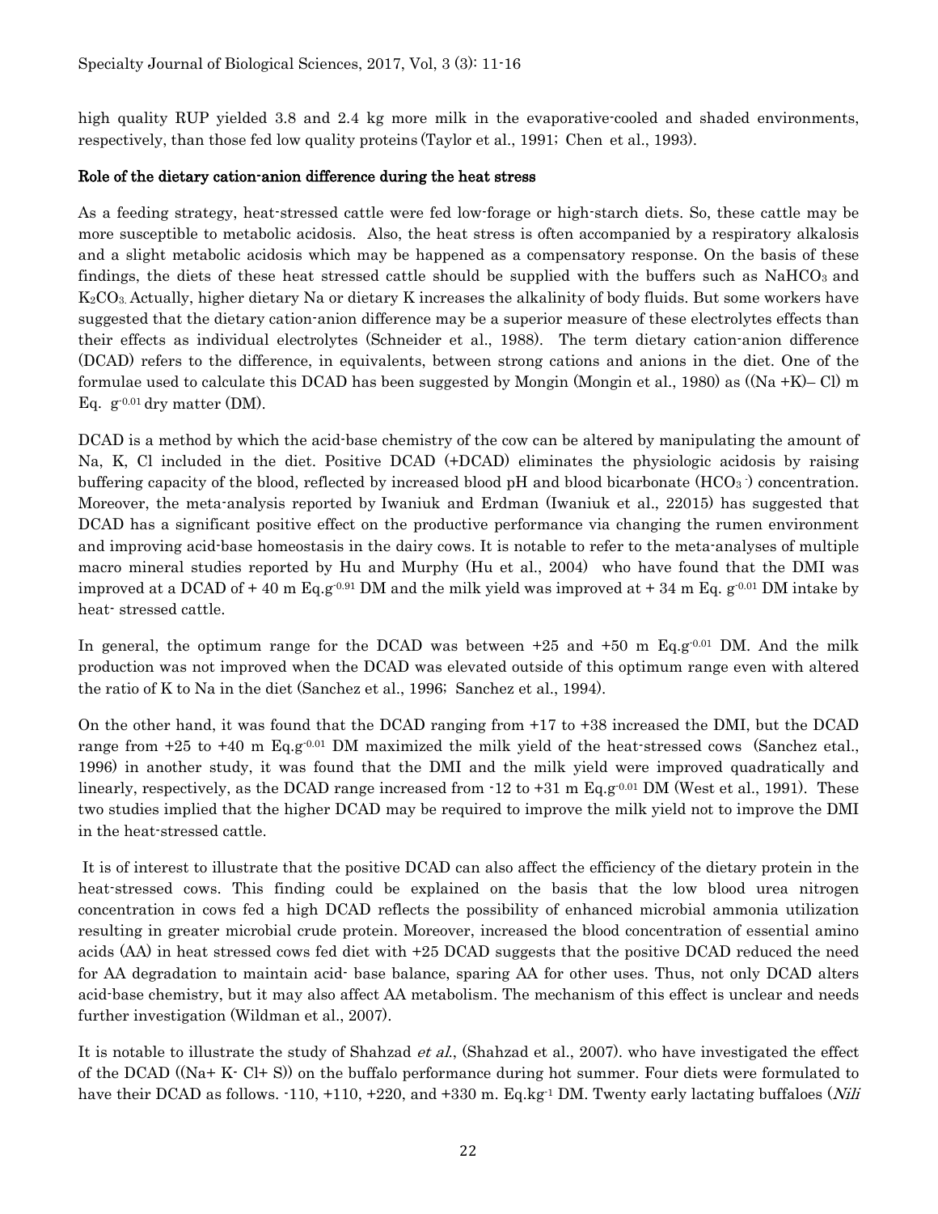high quality RUP yielded 3.8 and 2.4 kg more milk in the evaporative-cooled and shaded environments, respectively, than those fed low quality proteins (Taylor et al., 1991; Chen et al., 1993).

### Role of the dietary cation-anion difference during the heat stress

As a feeding strategy, heat-stressed cattle were fed low-forage or high-starch diets. So, these cattle may be more susceptible to metabolic acidosis. Also, the heat stress is often accompanied by a respiratory alkalosis and a slight metabolic acidosis which may be happened as a compensatory response. On the basis of these findings, the diets of these heat stressed cattle should be supplied with the buffers such as $NaHCO_3$ and $K_2CO_3$. Actually, higher dietary Na or dietary K increases the alkalinity of body fluids. But some workers have suggested that the dietary cation-anion difference may be a superior measure of these electrolytes effects than their effects as individual electrolytes (Schneider et al., 1988). The term dietary cation-anion difference (DCAD) refers to the difference, in equivalents, between strong cations and anions in the diet. One of the formulae used to calculate this DCAD has been suggested by Mongin (Mongin et al., 1980) as ((Na +K)– Cl) m Eq. $g^{-0.01}$ dry matter (DM).

DCAD is a method by which the acid-base chemistry of the cow can be altered by manipulating the amount of Na, K, Cl included in the diet. Positive DCAD (+DCAD) eliminates the physiologic acidosis by raising buffering capacity of the blood, reflected by increased blood pH and blood bicarbonate ($HCO_3^-$) concentration. Moreover, the meta-analysis reported by Iwaniuk and Erdman (Iwaniuk et al., 22015) has suggested that DCAD has a significant positive effect on the productive performance via changing the rumen environment and improving acid-base homeostasis in the dairy cows. It is notable to refer to the meta-analyses of multiple macro mineral studies reported by Hu and Murphy (Hu et al., 2004) who have found that the DMI was improved at a DCAD of + 40 m Eq.$g^{-0.91}$ DM and the milk yield was improved at + 34 m Eq. $g^{-0.01}$ DM intake by heat- stressed cattle.

In general, the optimum range for the DCAD was between +25 and +50 m Eq.$g^{-0.01}$ DM. And the milk production was not improved when the DCAD was elevated outside of this optimum range even with altered the ratio of K to Na in the diet (Sanchez et al., 1996; Sanchez et al., 1994).

On the other hand, it was found that the DCAD ranging from +17 to +38 increased the DMI, but the DCAD range from +25 to +40 m Eq.$g^{-0.01}$ DM maximized the milk yield of the heat-stressed cows (Sanchez etal., 1996) in another study, it was found that the DMI and the milk yield were improved quadratically and linearly, respectively, as the DCAD range increased from -12 to +31 m Eq.$g^{-0.01}$ DM (West et al., 1991). These two studies implied that the higher DCAD may be required to improve the milk yield not to improve the DMI in the heat-stressed cattle.

It is of interest to illustrate that the positive DCAD can also affect the efficiency of the dietary protein in the heat-stressed cows. This finding could be explained on the basis that the low blood urea nitrogen concentration in cows fed a high DCAD reflects the possibility of enhanced microbial ammonia utilization resulting in greater microbial crude protein. Moreover, increased the blood concentration of essential amino acids (AA) in heat stressed cows fed diet with +25 DCAD suggests that the positive DCAD reduced the need for AA degradation to maintain acid- base balance, sparing AA for other uses. Thus, not only DCAD alters acid-base chemistry, but it may also affect AA metabolism. The mechanism of this effect is unclear and needs further investigation (Wildman et al., 2007).

It is notable to illustrate the study of Shahzad *et al*., (Shahzad et al., 2007). who have investigated the effect of the DCAD ((Na+ K- Cl+ S)) on the buffalo performance during hot summer. Four diets were formulated to have their DCAD as follows. -110, +110, +220, and +330 m. Eq.$kg^{-1}$ DM. Twenty early lactating buffaloes (*Nili*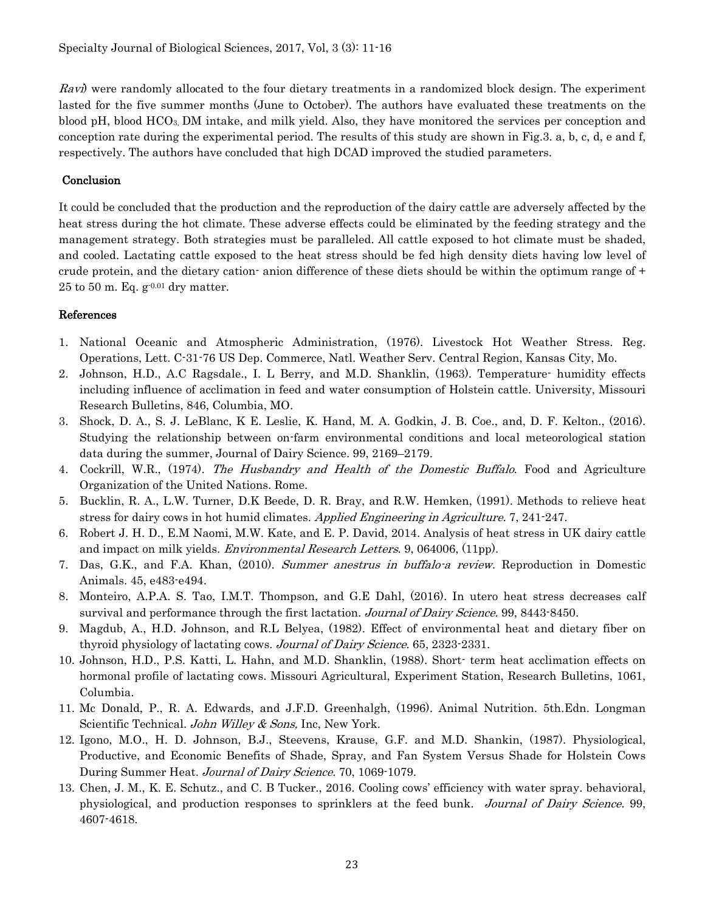*Ravi*) were randomly allocated to the four dietary treatments in a randomized block design. The experiment lasted for the five summer months (June to October). The authors have evaluated these treatments on the blood pH, blood $HCO_3$, DM intake, and milk yield. Also, they have monitored the services per conception and conception rate during the experimental period. The results of this study are shown in Fig.3. a, b, c, d, e and f, respectively. The authors have concluded that high DCAD improved the studied parameters.

## Conclusion

It could be concluded that the production and the reproduction of the dairy cattle are adversely affected by the heat stress during the hot climate. These adverse effects could be eliminated by the feeding strategy and the management strategy. Both strategies must be paralleled. All cattle exposed to hot climate must be shaded, and cooled. Lactating cattle exposed to the heat stress should be fed high density diets having low level of crude protein, and the dietary cation- anion difference of these diets should be within the optimum range of + 25 to 50 m. Eq. $g^{-0.01}$ dry matter.

## References

1. National Oceanic and Atmospheric Administration, (1976). Livestock Hot Weather Stress. Reg. Operations, Lett. C-31-76 US Dep. Commerce, Natl. Weather Serv. Central Region, Kansas City, Mo.
2. Johnson, H.D., A.C Ragsdale., I. L Berry, and M.D. Shanklin, (1963). Temperature- humidity effects including influence of acclimation in feed and water consumption of Holstein cattle. University, Missouri Research Bulletins, 846, Columbia, MO.
3. Shock, D. A., S. J. LeBlanc, K E. Leslie, K. Hand, M. A. Godkin, J. B. Coe., and, D. F. Kelton., (2016). Studying the relationship between on-farm environmental conditions and local meteorological station data during the summer, Journal of Dairy Science. 99, 2169–2179.
4. Cockrill, W.R., (1974). *The Husbandry and Health of the Domestic Buffalo*. Food and Agriculture Organization of the United Nations. Rome.
5. Bucklin, R. A., L.W. Turner, D.K Beede, D. R. Bray, and R.W. Hemken, (1991). Methods to relieve heat stress for dairy cows in hot humid climates. *Applied Engineering in Agriculture.* 7, 241-247.
6. Robert J. H. D., E.M Naomi, M.W. Kate, and E. P. David, 2014. Analysis of heat stress in UK dairy cattle and impact on milk yields. *Environmental Research Letters*. 9, 064006, (11pp).
7. Das, G.K., and F.A. Khan, (2010). *Summer anestrus in buffalo-a review*. Reproduction in Domestic Animals. 45, e483-e494.
8. Monteiro, A.P.A. S. Tao, I.M.T. Thompson, and G.E Dahl, (2016). In utero heat stress decreases calf survival and performance through the first lactation. *Journal of Dairy Science.* 99, 8443-8450.
9. Magdub, A., H.D. Johnson, and R.L Belyea, (1982). Effect of environmental heat and dietary fiber on thyroid physiology of lactating cows. *Journal of Dairy Science*. 65, 2323-2331.
10. Johnson, H.D., P.S. Katti, L. Hahn, and M.D. Shanklin, (1988). Short- term heat acclimation effects on hormonal profile of lactating cows. Missouri Agricultural, Experiment Station, Research Bulletins, 1061, Columbia.
11. Mc Donald, P., R. A. Edwards, and J.F.D. Greenhalgh, (1996). Animal Nutrition. 5th.Edn. Longman Scientific Technical. *John Willey & Sons,* Inc, New York.
12. Igono, M.O., H. D. Johnson, B.J., Steevens, Krause, G.F. and M.D. Shankin, (1987). Physiological, Productive, and Economic Benefits of Shade, Spray, and Fan System Versus Shade for Holstein Cows During Summer Heat. *Journal of Dairy Science.* 70, 1069-1079.
13. Chen, J. M., K. E. Schutz., and C. B Tucker., 2016. Cooling cows' efficiency with water spray. behavioral, physiological, and production responses to sprinklers at the feed bunk. *Journal of Dairy Science.* 99, 4607-4618.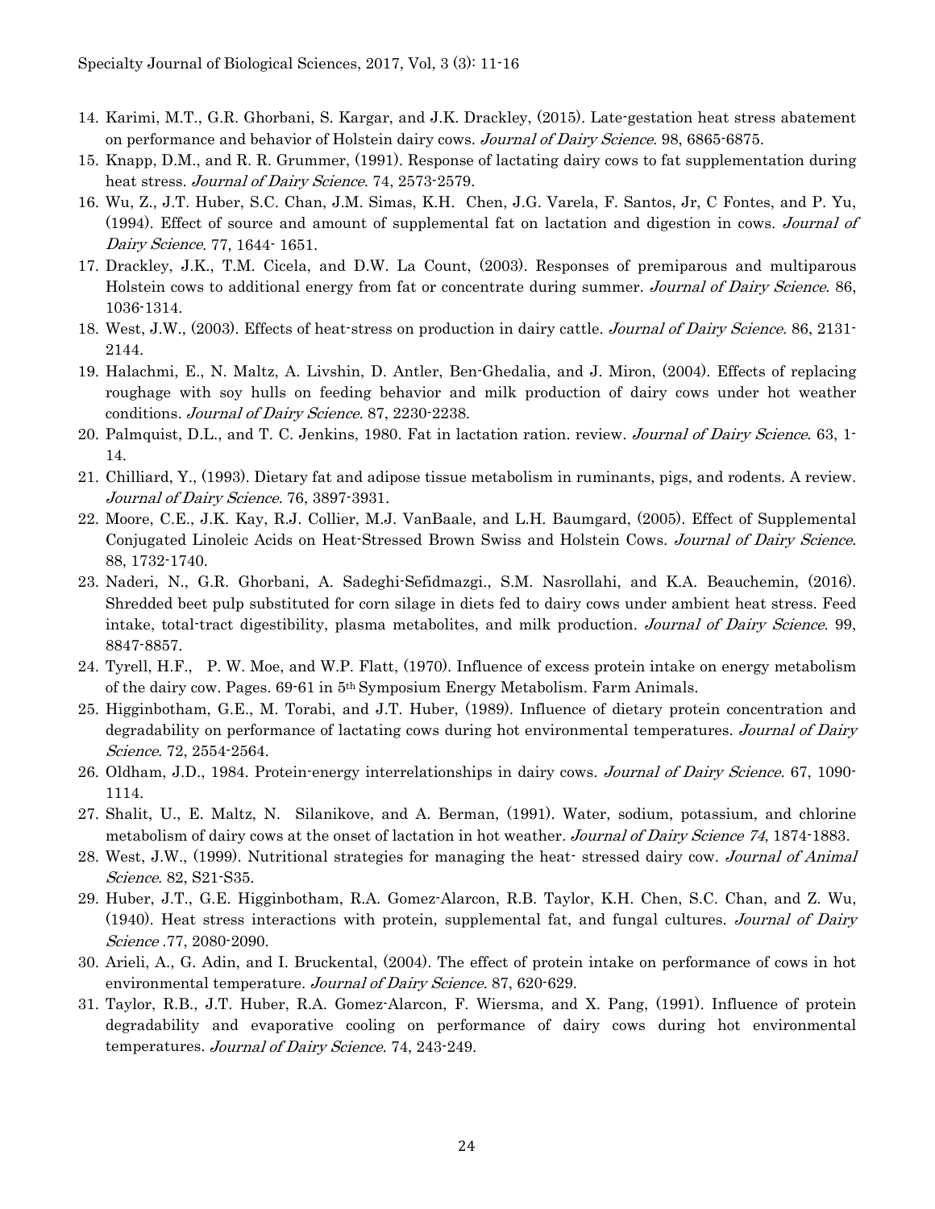14. Karimi, M.T., G.R. Ghorbani, S. Kargar, and J.K. Drackley, (2015). Late-gestation heat stress abatement on performance and behavior of Holstein dairy cows. *Journal of Dairy Science*. 98, 6865-6875.
15. Knapp, D.M., and R. R. Grummer, (1991). Response of lactating dairy cows to fat supplementation during heat stress. *Journal of Dairy Science*. 74, 2573-2579.
16. Wu, Z., J.T. Huber, S.C. Chan, J.M. Simas, K.H. Chen, J.G. Varela, F. Santos, Jr, C Fontes, and P. Yu, (1994). Effect of source and amount of supplemental fat on lactation and digestion in cows. *Journal of Dairy Science*. 77, 1644- 1651.
17. Drackley, J.K., T.M. Cicela, and D.W. La Count, (2003). Responses of premiparous and multiparous Holstein cows to additional energy from fat or concentrate during summer. *Journal of Dairy Science*. 86, 1036-1314.
18. West, J.W., (2003). Effects of heat-stress on production in dairy cattle. *Journal of Dairy Science.* 86, 2131-2144.
19. Halachmi, E., N. Maltz, A. Livshin, D. Antler, Ben-Ghedalia, and J. Miron, (2004). Effects of replacing roughage with soy hulls on feeding behavior and milk production of dairy cows under hot weather conditions. *Journal of Dairy Science.* 87, 2230-2238.
20. Palmquist, D.L., and T. C. Jenkins, 1980. Fat in lactation ration. review. *Journal of Dairy Science*. 63, 1-14.
21. Chilliard, Y., (1993). Dietary fat and adipose tissue metabolism in ruminants, pigs, and rodents. A review. *Journal of Dairy Science.* 76, 3897-3931.
22. Moore, C.E., J.K. Kay, R.J. Collier, M.J. VanBaale, and L.H. Baumgard, (2005). Effect of Supplemental Conjugated Linoleic Acids on Heat-Stressed Brown Swiss and Holstein Cows. *Journal of Dairy Science*. 88, 1732-1740.
23. Naderi, N., G.R. Ghorbani, A. Sadeghi-Sefidmazgi., S.M. Nasrollahi, and K.A. Beauchemin, (2016). Shredded beet pulp substituted for corn silage in diets fed to dairy cows under ambient heat stress. Feed intake, total-tract digestibility, plasma metabolites, and milk production. *Journal of Dairy Science*. 99, 8847-8857.
24. Tyrell, H.F., P. W. Moe, and W.P. Flatt, (1970). Influence of excess protein intake on energy metabolism of the dairy cow. Pages. 69-61 in 5th Symposium Energy Metabolism. Farm Animals.
25. Higginbotham, G.E., M. Torabi, and J.T. Huber, (1989). Influence of dietary protein concentration and degradability on performance of lactating cows during hot environmental temperatures. *Journal of Dairy Science*. 72, 2554-2564.
26. Oldham, J.D., 1984. Protein-energy interrelationships in dairy cows. *Journal of Dairy Science.* 67, 1090-1114.
27. Shalit, U., E. Maltz, N. Silanikove, and A. Berman, (1991). Water, sodium, potassium, and chlorine metabolism of dairy cows at the onset of lactation in hot weather. *Journal of Dairy Science 74*, 1874-1883.
28. West, J.W., (1999). Nutritional strategies for managing the heat- stressed dairy cow. *Journal of Animal Science*. 82, S21-S35.
29. Huber, J.T., G.E. Higginbotham, R.A. Gomez-Alarcon, R.B. Taylor, K.H. Chen, S.C. Chan, and Z. Wu, (1940). Heat stress interactions with protein, supplemental fat, and fungal cultures. *Journal of Dairy Science* .77, 2080-2090.
30. Arieli, A., G. Adin, and I. Bruckental, (2004). The effect of protein intake on performance of cows in hot environmental temperature. *Journal of Dairy Science.* 87, 620-629.
31. Taylor, R.B., J.T. Huber, R.A. Gomez-Alarcon, F. Wiersma, and X. Pang, (1991). Influence of protein degradability and evaporative cooling on performance of dairy cows during hot environmental temperatures. *Journal of Dairy Science*. 74, 243-249.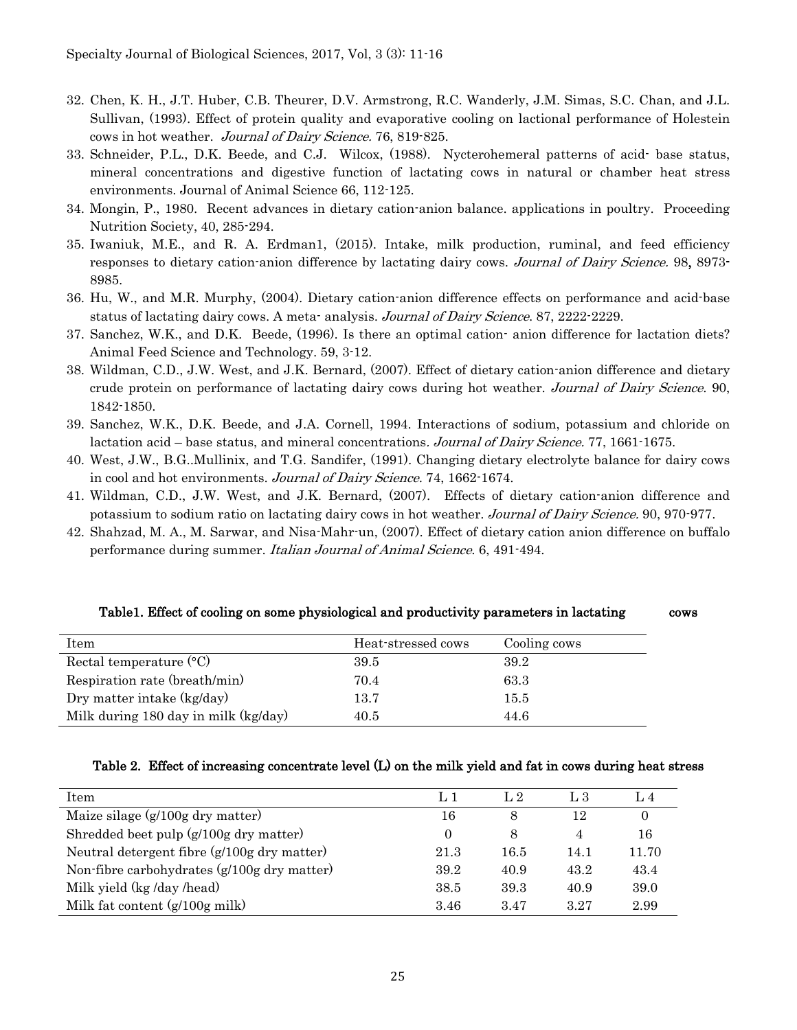32. Chen, K. H., J.T. Huber, C.B. Theurer, D.V. Armstrong, R.C. Wanderly, J.M. Simas, S.C. Chan, and J.L. Sullivan, (1993). Effect of protein quality and evaporative cooling on lactional performance of Holestein cows in hot weather. *Journal of Dairy Science.* 76, 819-825.
33. Schneider, P.L., D.K. Beede, and C.J. Wilcox, (1988). Nycterohemeral patterns of acid- base status, mineral concentrations and digestive function of lactating cows in natural or chamber heat stress environments. Journal of Animal Science 66, 112-125.
34. Mongin, P., 1980. Recent advances in dietary cation-anion balance. applications in poultry. Proceeding Nutrition Society, 40, 285-294.
35. Iwaniuk, M.E., and R. A. Erdman1, (2015). Intake, milk production, ruminal, and feed efficiency responses to dietary cation-anion difference by lactating dairy cows. *Journal of Dairy Science.* 98**,** 8973-8985.
36. Hu, W., and M.R. Murphy, (2004). Dietary cation-anion difference effects on performance and acid-base status of lactating dairy cows. A meta- analysis. *Journal of Dairy Science*. 87, 2222-2229.
37. Sanchez, W.K., and D.K. Beede, (1996). Is there an optimal cation- anion difference for lactation diets? Animal Feed Science and Technology. 59, 3-12.
38. Wildman, C.D., J.W. West, and J.K. Bernard, (2007). Effect of dietary cation-anion difference and dietary crude protein on performance of lactating dairy cows during hot weather. *Journal of Dairy Science*. 90, 1842-1850.
39. Sanchez, W.K., D.K. Beede, and J.A. Cornell, 1994. Interactions of sodium, potassium and chloride on lactation acid – base status, and mineral concentrations*. Journal of Dairy Science.* 77, 1661-1675.
40. West, J.W., B.G..Mullinix, and T.G. Sandifer, (1991). Changing dietary electrolyte balance for dairy cows in cool and hot environments. *Journal of Dairy Science*. 74, 1662-1674.
41. Wildman, C.D., J.W. West, and J.K. Bernard, (2007). Effects of dietary cation-anion difference and potassium to sodium ratio on lactating dairy cows in hot weather. *Journal of Dairy Science.* 90, 970-977.
42. Shahzad, M. A., M. Sarwar, and Nisa-Mahr-un, (2007). Effect of dietary cation anion difference on buffalo performance during summer. *Italian Journal of Animal Science*. 6, 491-494.

**Table1. Effect of cooling on some physiological and productivity parameters in lactating cows**

| Item | Heat-stressed cows | Cooling cows |
|---|---|---|
| Rectal temperature (°C) | 39.5 | 39.2 |
| Respiration rate (breath/min) | 70.4 | 63.3 |
| Dry matter intake (kg/day) | 13.7 | 15.5 |
| Milk during 180 day in milk (kg/day) | 40.5 | 44.6 |

**Table 2. Effect of increasing concentrate level (L) on the milk yield and fat in cows during heat stress**

| Item | L 1 | L 2 | L 3 | L 4 |
|---|---|---|---|---|
| Maize silage (g/100g dry matter) | 16 | 8 | 12 | 0 |
| Shredded beet pulp (g/100g dry matter) | 0 | 8 | 4 | 16 |
| Neutral detergent fibre (g/100g dry matter) | 21.3 | 16.5 | 14.1 | 11.70 |
| Non-fibre carbohydrates (g/100g dry matter) | 39.2 | 40.9 | 43.2 | 43.4 |
| Milk yield (kg /day /head) | 38.5 | 39.3 | 40.9 | 39.0 |
| Milk fat content (g/100g milk) | 3.46 | 3.47 | 3.27 | 2.99 |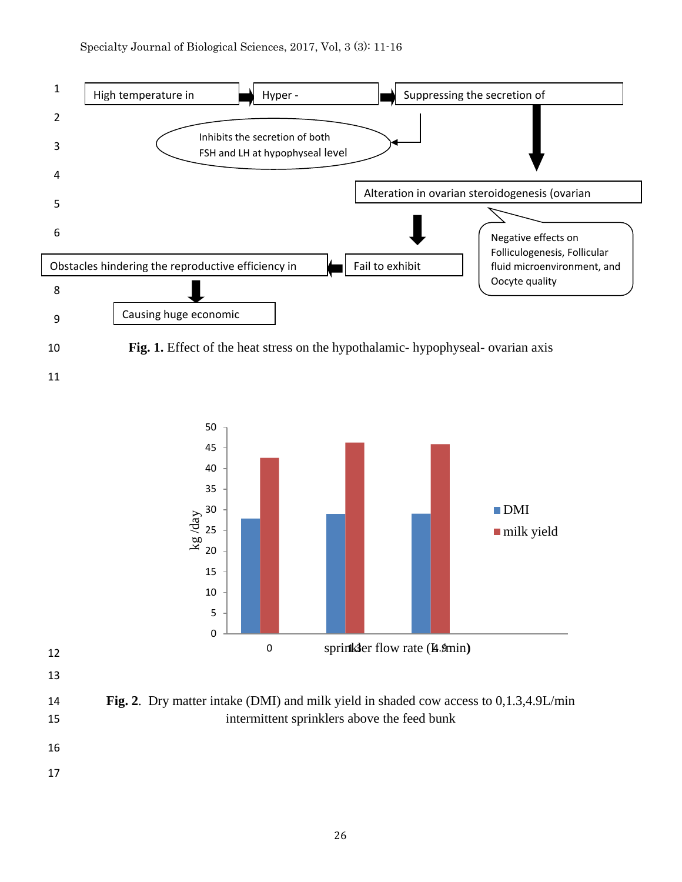High temperature in → Hyper - → Suppressing the secretion of

Inhibits the secretion of both FSH and LH at hypophyseal level

Alteration in ovarian steroidogenesis (ovarian

Negative effects on Folliculogenesis, Follicular fluid microenvironment, and Oocyte quality

Fail to exhibit

Obstacles hindering the reproductive efficiency in

Causing huge economic

**Fig. 1.** Effect of the heat stress on the hypothalamic- hypophyseal- ovarian axis

**Fig. 2**. Dry matter intake (DMI) and milk yield in shaded cow access to 0,1.3,4.9L/min intermittent sprinklers above the feed bunk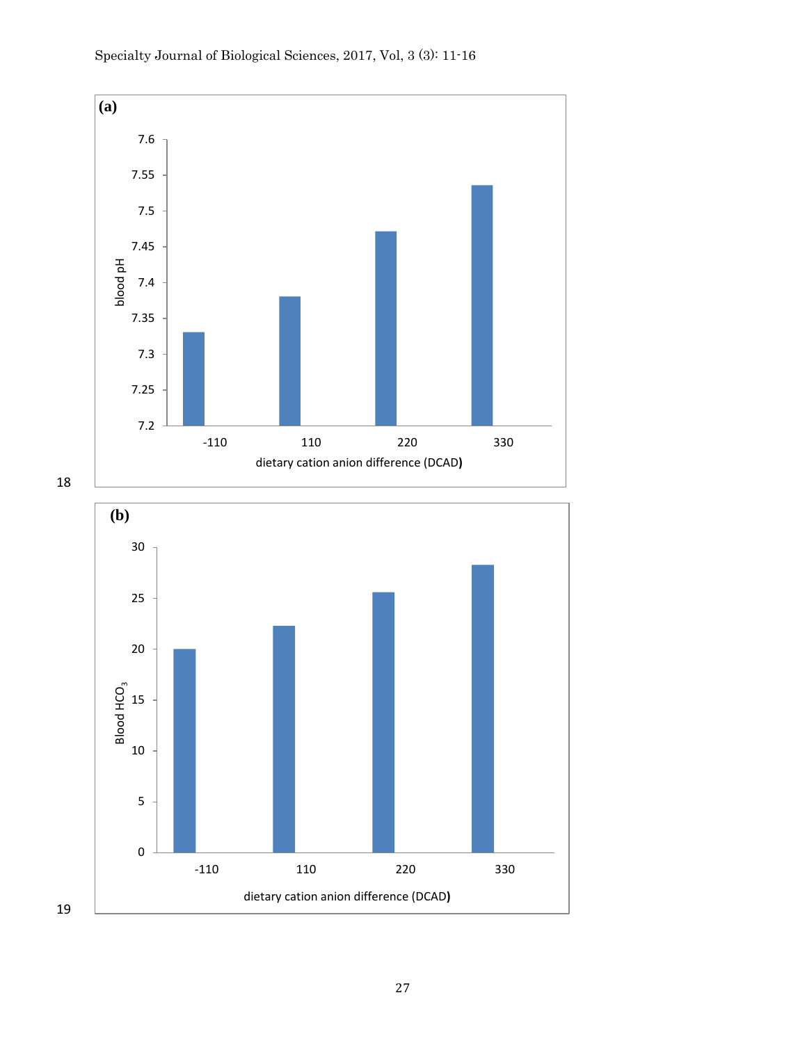18

(a)

| dietary cation anion difference (DCAD) | blood pH |
|---|---|
| -110 | 7.33 |
| 110 | 7.38 |
| 220 | 7.47 |
| 330 | 7.54 |

19

(b)

| dietary cation anion difference (DCAD) | Blood $HCO_3$ |
|---|---|
| -110 | 20 |
| 110 | 22.3 |
| 220 | 25.6 |
| 330 | 28.3 |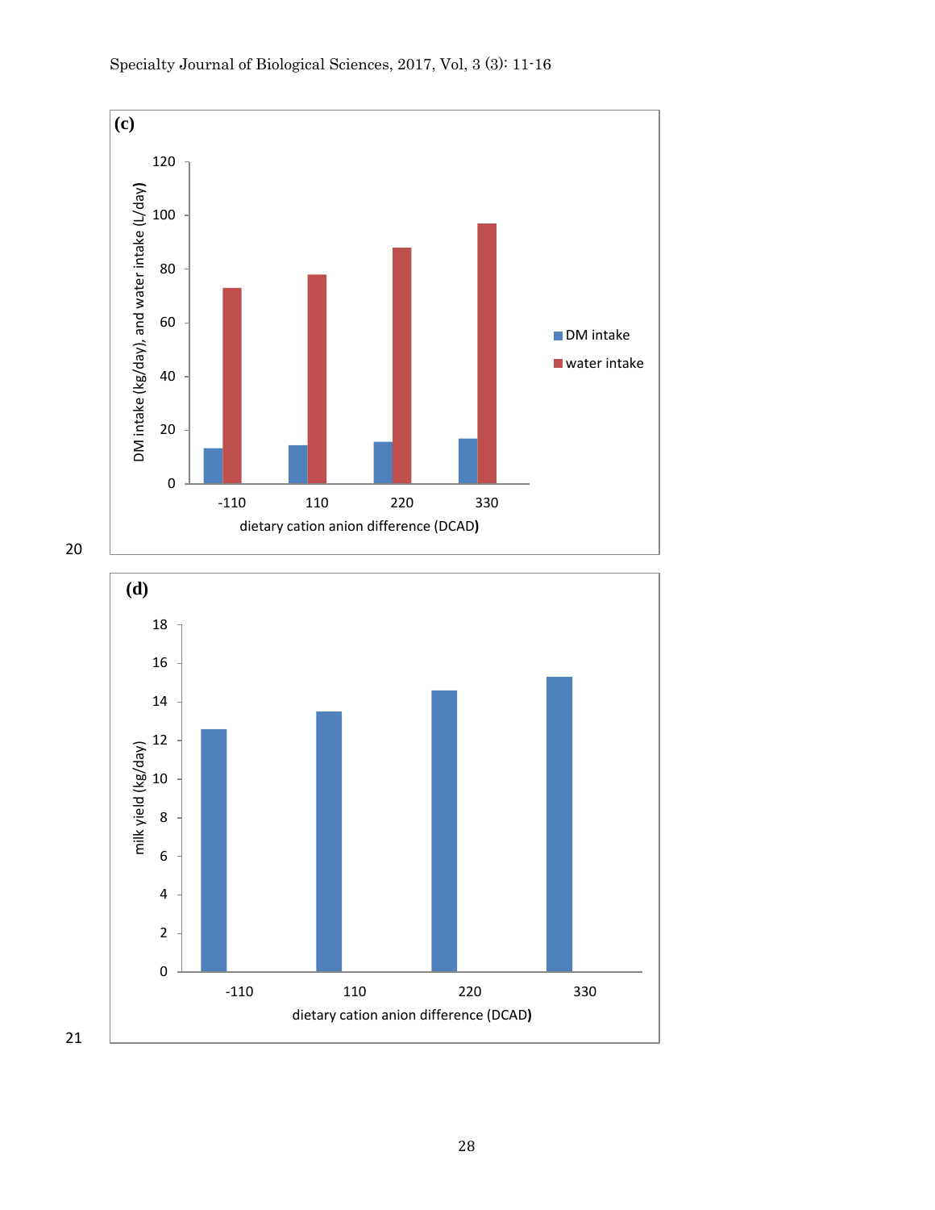(c)

20

(d)

21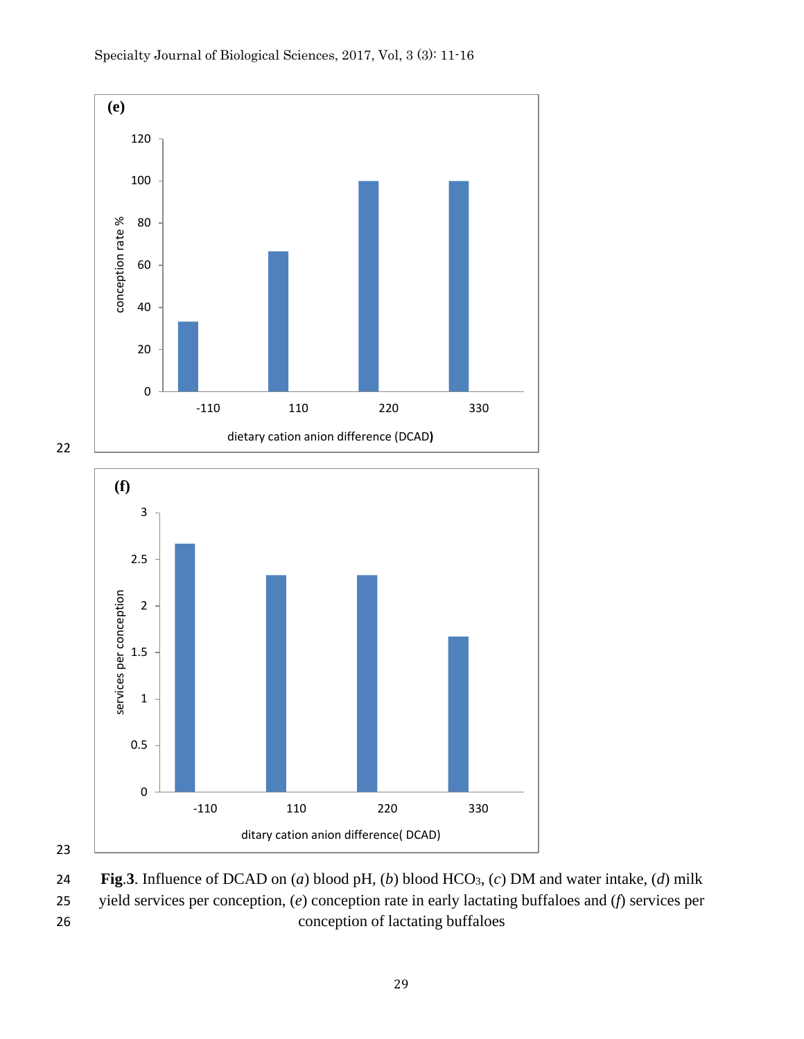(e)

120
100
80
60
40
20
0

conception rate %

-110
110
220
330

dietary cation anion difference (DCAD)

(f)

3
2.5
2
1.5
1
0.5
0

services per conception

-110
110
220
330

ditary cation anion difference( DCAD)

**Fig**.**3**. Influence of DCAD on (*a*) blood pH, (*b*) blood $HCO_3$, (*c*) DM and water intake, (*d*) milk yield services per conception, (*e*) conception rate in early lactating buffaloes and (*f*) services per conception of lactating buffaloes